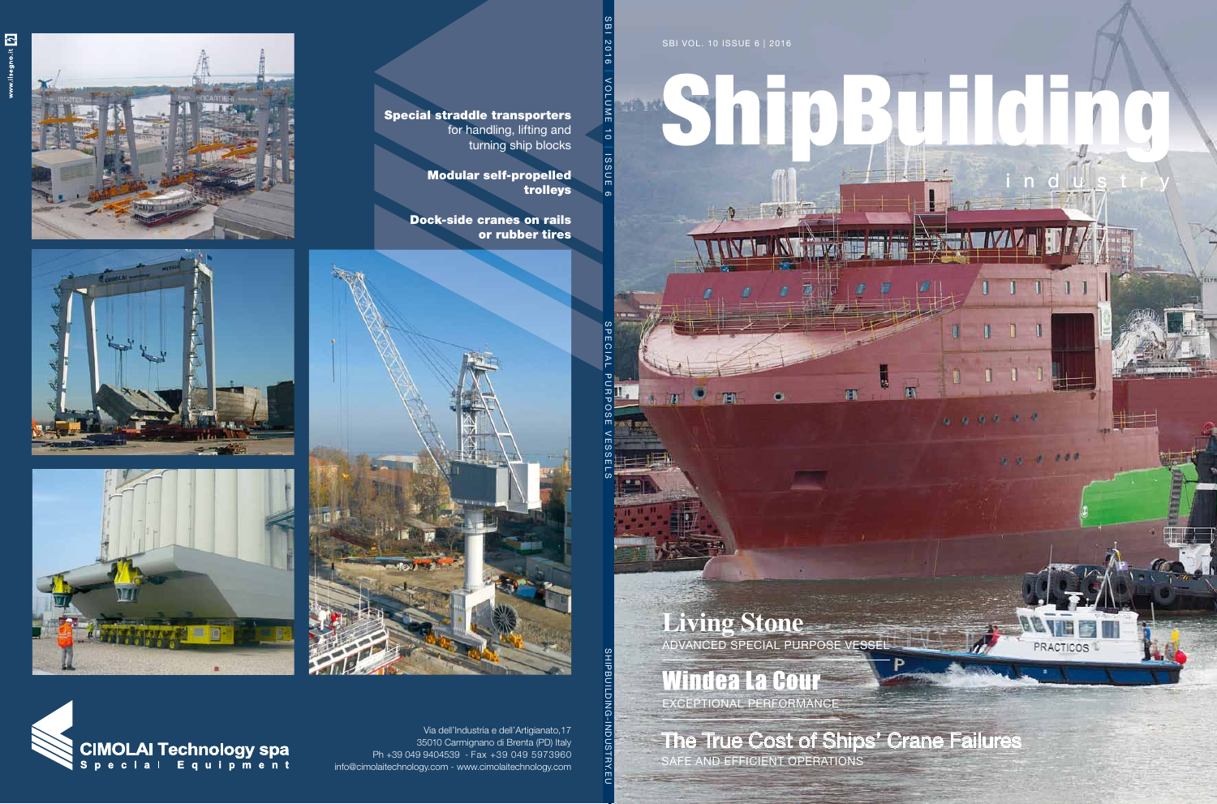**Special straddle transporters** for handling, lifting and turning ship blocks

**Modular self-propelled trolleys**

**Dock-side cranes on rails or rubber tires**

**CIMOLAI Technology spa**
Special Equipment

Via dell'Industria e dell'Artigianato,17
35010 Carmignano di Brenta (PD) Italy
Ph +39 049 9404539 - Fax +39 049 5973960
info@cimolaitechnology.com - www.cimolaitechnology.com

SBI 2016 | VOLUME 10 | ISSUE 6

SPECIAL PURPOSE VESSELS

SHIPBUILDING-INDUSTRY.EU

SBI VOL. 10 ISSUE 6 | 2016

# ShipBuilding industry

## Living Stone
ADVANCED SPECIAL PURPOSE VESSEL

## Windea La Cour
EXCEPTIONAL PERFORMANCE

## The True Cost of Ships' Crane Failures
SAFE AND EFFICIENT OPERATIONS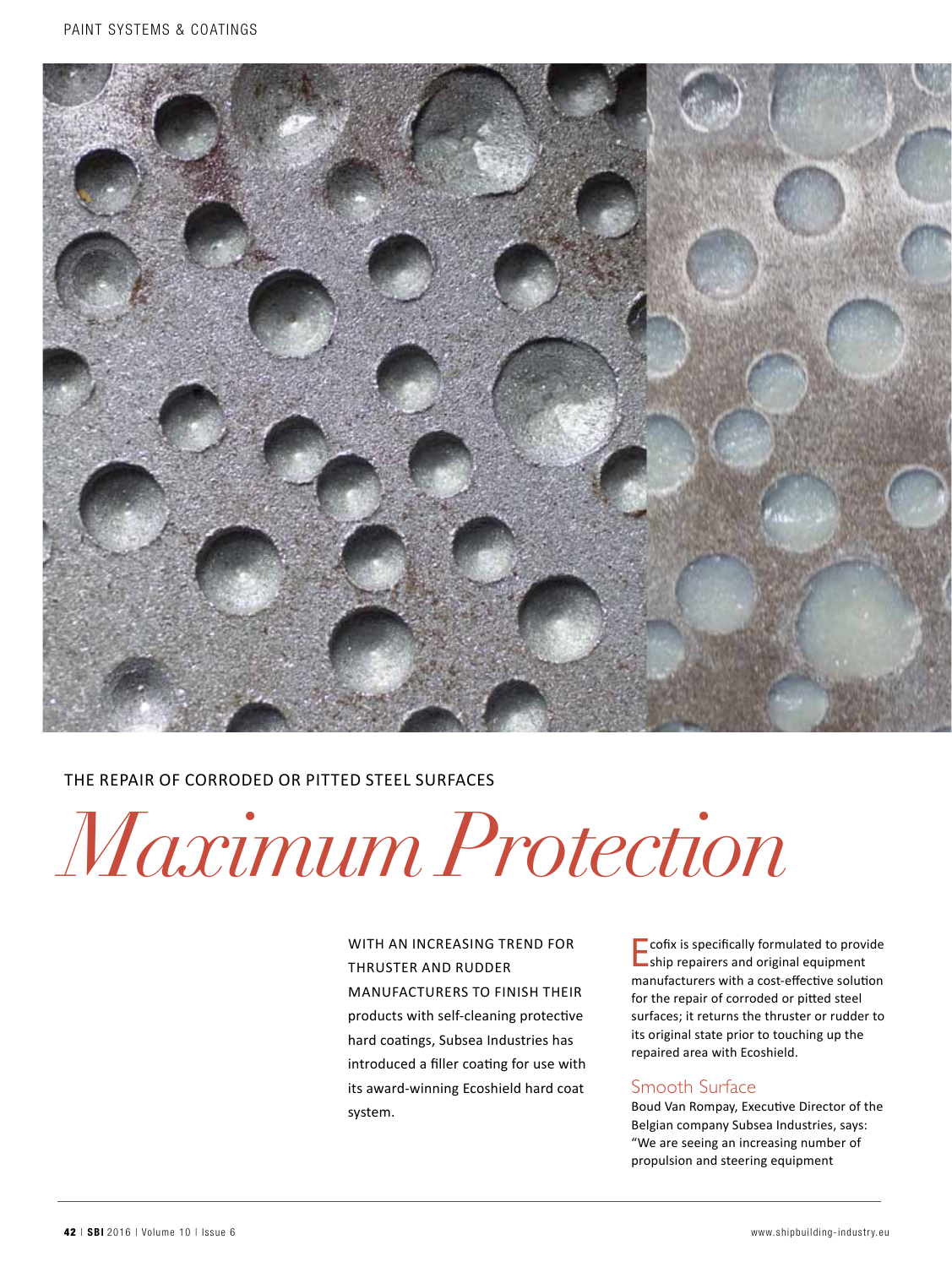THE REPAIR OF CORRODED OR PITTED STEEL SURFACES

# Maximum Protection

WITH AN INCREASING TREND FOR THRUSTER AND RUDDER MANUFACTURERS TO FINISH THEIR products with self-cleaning protective hard coatings, Subsea Industries has introduced a filler coating for use with its award-winning Ecoshield hard coat system.

Ecofix is specifically formulated to provide ship repairers and original equipment manufacturers with a cost-effective solution for the repair of corroded or pitted steel surfaces; it returns the thruster or rudder to its original state prior to touching up the repaired area with Ecoshield.

## Smooth Surface

Boud Van Rompay, Executive Director of the Belgian company Subsea Industries, says: "We are seeing an increasing number of propulsion and steering equipment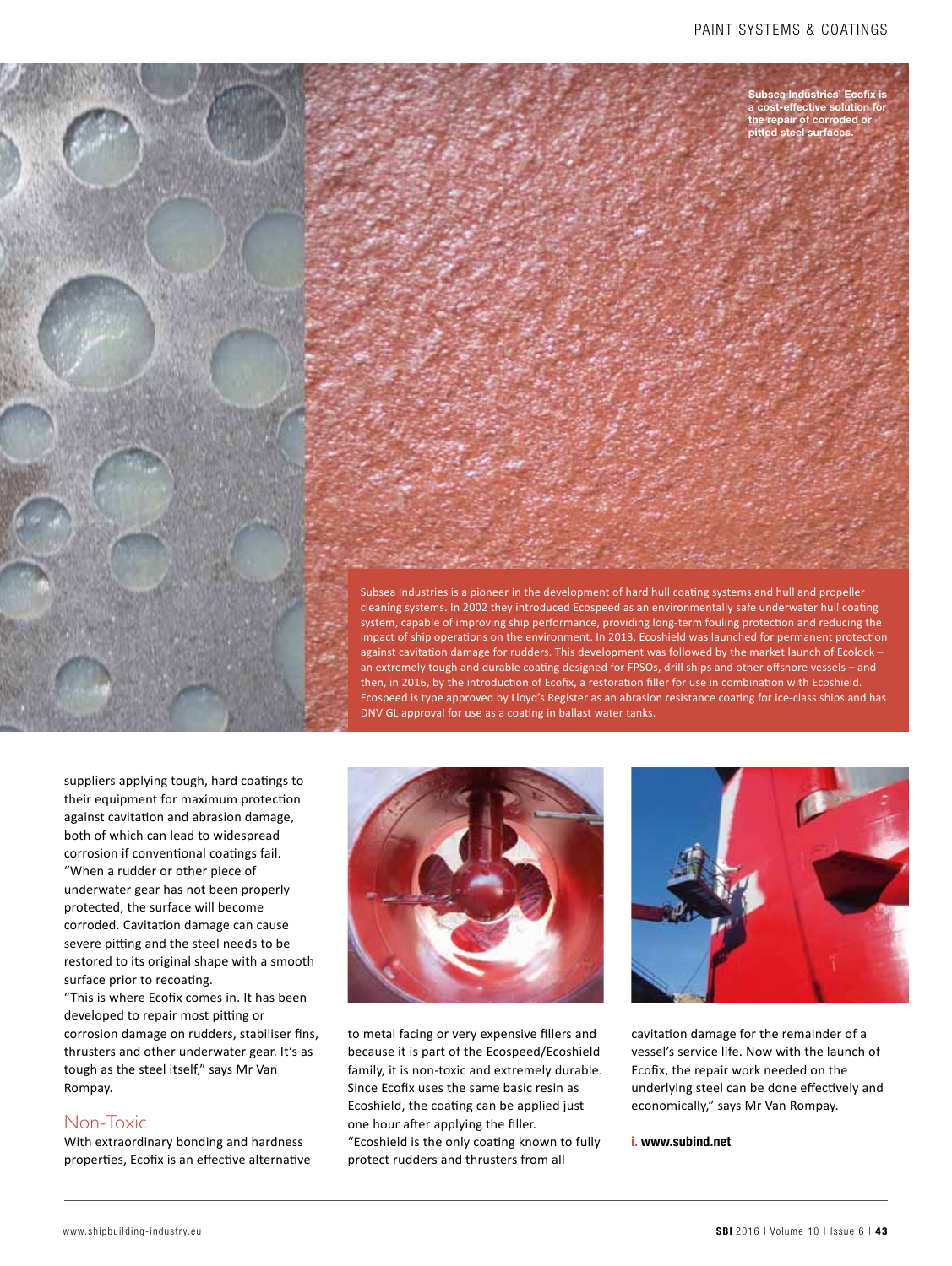Subsea Industries' Ecofix is a cost-effective solution for the repair of corroded or pitted steel surfaces.

Subsea Industries is a pioneer in the development of hard hull coating systems and hull and propeller cleaning systems. In 2002 they introduced Ecospeed as an environmentally safe underwater hull coating system, capable of improving ship performance, providing long-term fouling protection and reducing the impact of ship operations on the environment. In 2013, Ecoshield was launched for permanent protection against cavitation damage for rudders. This development was followed by the market launch of Ecolock – an extremely tough and durable coating designed for FPSOs, drill ships and other offshore vessels – and then, in 2016, by the introduction of Ecofix, a restoration filler for use in combination with Ecoshield. Ecospeed is type approved by Lloyd's Register as an abrasion resistance coating for ice-class ships and has DNV GL approval for use as a coating in ballast water tanks.

suppliers applying tough, hard coatings to their equipment for maximum protection against cavitation and abrasion damage, both of which can lead to widespread corrosion if conventional coatings fail. "When a rudder or other piece of underwater gear has not been properly protected, the surface will become corroded. Cavitation damage can cause severe pitting and the steel needs to be restored to its original shape with a smooth surface prior to recoating.

"This is where Ecofix comes in. It has been developed to repair most pitting or corrosion damage on rudders, stabiliser fins, thrusters and other underwater gear. It's as tough as the steel itself," says Mr Van Rompay.

## Non-Toxic

With extraordinary bonding and hardness properties, Ecofix is an effective alternative to metal facing or very expensive fillers and because it is part of the Ecospeed/Ecoshield family, it is non-toxic and extremely durable. Since Ecofix uses the same basic resin as Ecoshield, the coating can be applied just one hour after applying the filler.

"Ecoshield is the only coating known to fully protect rudders and thrusters from all cavitation damage for the remainder of a vessel's service life. Now with the launch of Ecofix, the repair work needed on the underlying steel can be done effectively and economically," says Mr Van Rompay.

**i. www.subind.net**